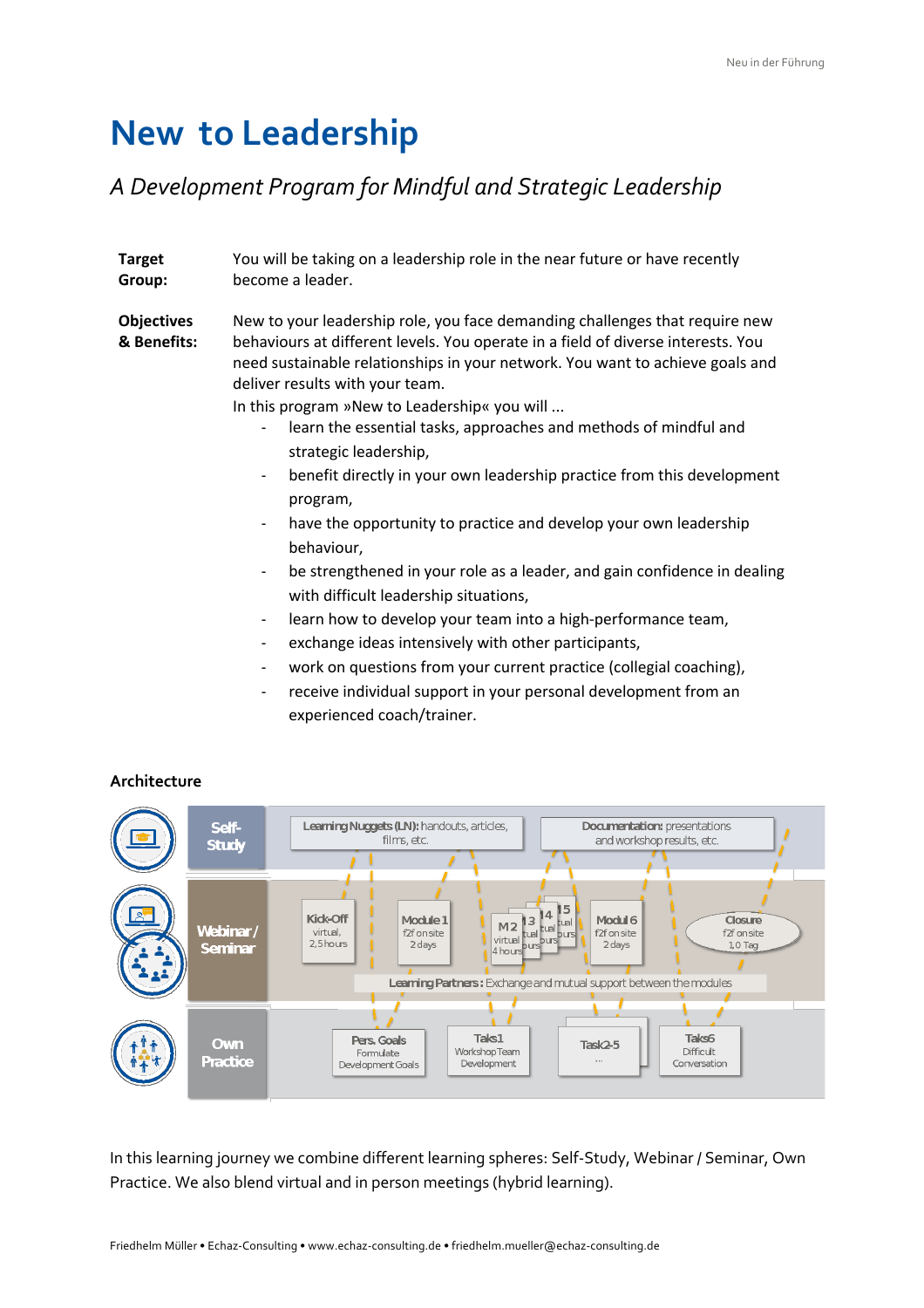# New to Leadership

*A Development Program for Mindful and Strategic Leadership*

**Target Group:** You will be taking on a leadership role in the near future or have recently become a leader.

**Objectives & Benefits:** New to your leadership role, you face demanding challenges that require new behaviours at different levels. You operate in a field of diverse interests. You need sustainable relationships in your network. You want to achieve goals and deliver results with your team.

In this program »New to Leadership« you will ...

- learn the essential tasks, approaches and methods of mindful and strategic leadership,
- benefit directly in your own leadership practice from this development program,
- have the opportunity to practice and develop your own leadership behaviour,
- be strengthened in your role as a leader, and gain confidence in dealing with difficult leadership situations,
- learn how to develop your team into a high-performance team,
- exchange ideas intensively with other participants,
- work on questions from your current practice (collegial coaching),
- receive individual support in your personal development from an experienced coach/trainer.

## Architecture

**Self-Study**
- Learning Nuggets (LN): handouts, articles, films, etc.
- Documentation: presentations and workshop results, etc.

**Webinar / Seminar**
- Kick-Off: virtual, 2,5 hours
- Module 1: f2f on site, 2 days
- M2: virtual, 4 hours
- M3, M4, M5: virtual, hours
- Modul 6: f2f on site, 2 days
- Closure: f2f on site, 1,0 Tag
- Learning Partners: Exchange and mutual support between the modules

**Own Practice**
- Pers. Goals: Formulate Development Goals
- Taks1: Workshop Team Development
- Task2-5: ...
- Taks6: Difficult Conversation

In this learning journey we combine different learning spheres: Self-Study, Webinar / Seminar, Own Practice. We also blend virtual and in person meetings (hybrid learning).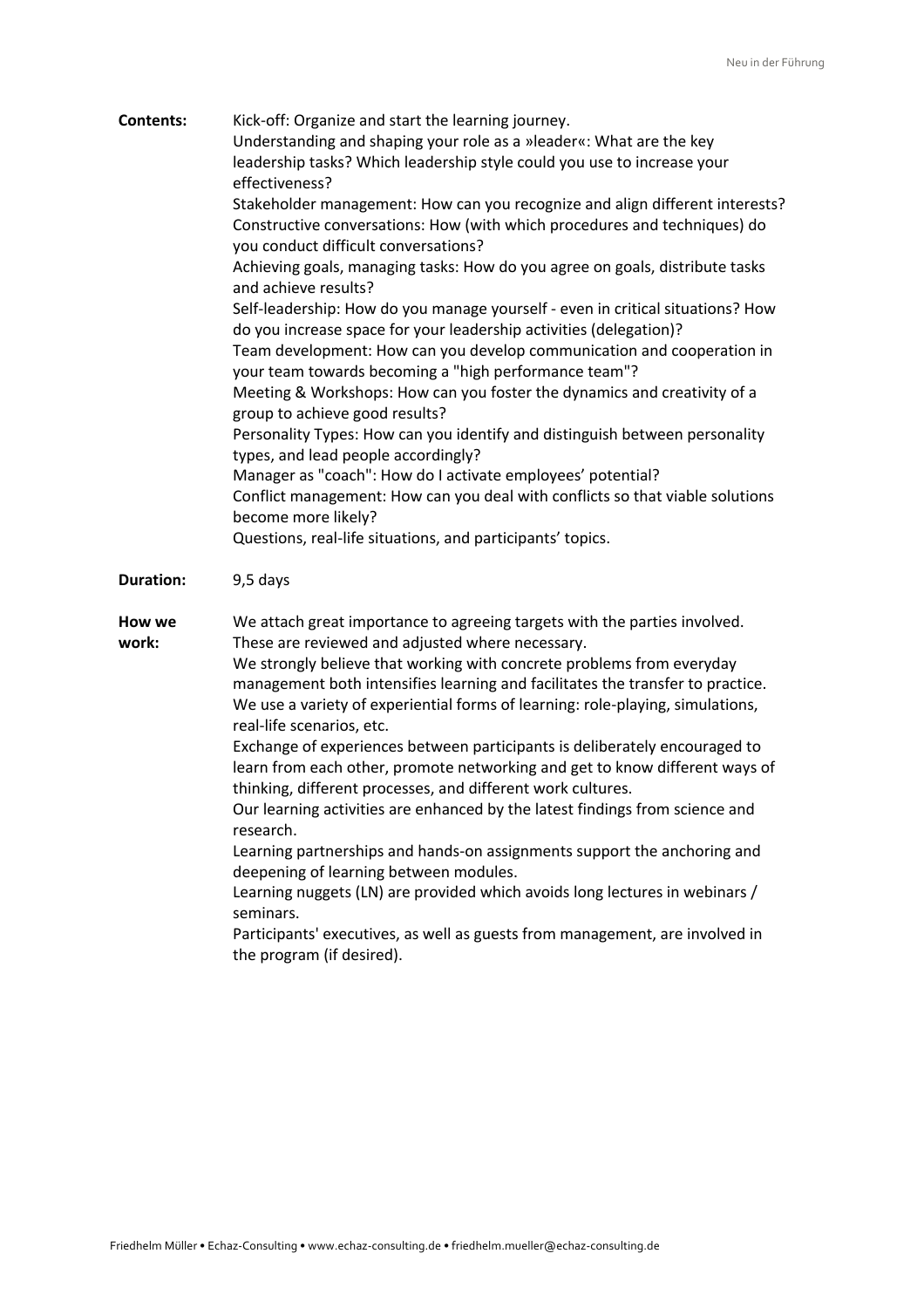**Contents:**

Kick-off: Organize and start the learning journey.
Understanding and shaping your role as a »leader«: What are the key leadership tasks? Which leadership style could you use to increase your effectiveness?
Stakeholder management: How can you recognize and align different interests?
Constructive conversations: How (with which procedures and techniques) do you conduct difficult conversations?
Achieving goals, managing tasks: How do you agree on goals, distribute tasks and achieve results?
Self-leadership: How do you manage yourself - even in critical situations? How do you increase space for your leadership activities (delegation)?
Team development: How can you develop communication and cooperation in your team towards becoming a "high performance team"?
Meeting & Workshops: How can you foster the dynamics and creativity of a group to achieve good results?
Personality Types: How can you identify and distinguish between personality types, and lead people accordingly?
Manager as "coach": How do I activate employees' potential?
Conflict management: How can you deal with conflicts so that viable solutions become more likely?
Questions, real-life situations, and participants' topics.

**Duration:**

9,5 days

**How we work:**

We attach great importance to agreeing targets with the parties involved. These are reviewed and adjusted where necessary.
We strongly believe that working with concrete problems from everyday management both intensifies learning and facilitates the transfer to practice.
We use a variety of experiential forms of learning: role-playing, simulations, real-life scenarios, etc.
Exchange of experiences between participants is deliberately encouraged to learn from each other, promote networking and get to know different ways of thinking, different processes, and different work cultures.
Our learning activities are enhanced by the latest findings from science and research.
Learning partnerships and hands-on assignments support the anchoring and deepening of learning between modules.
Learning nuggets (LN) are provided which avoids long lectures in webinars / seminars.
Participants' executives, as well as guests from management, are involved in the program (if desired).